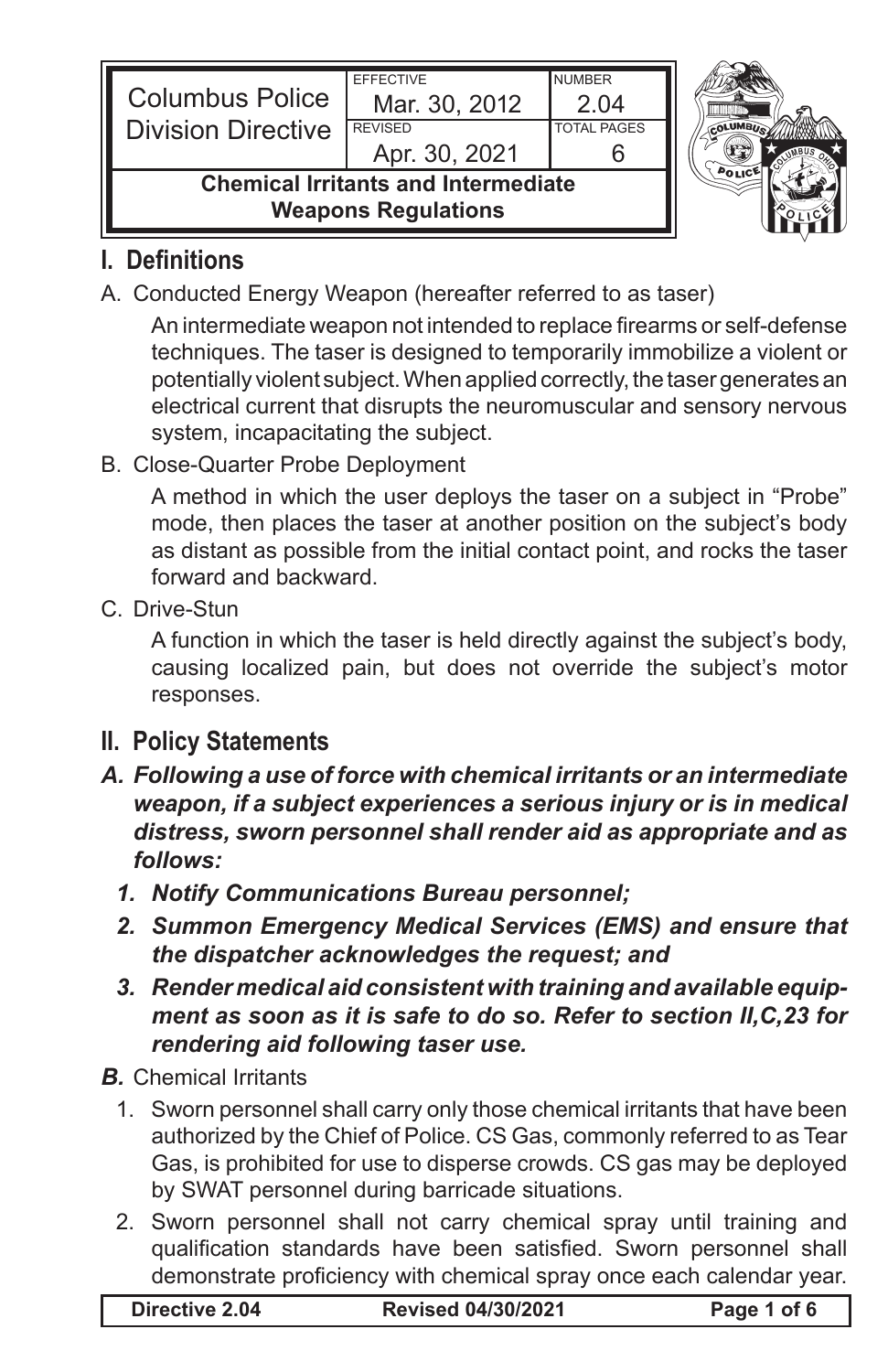| Columbus Police Division Directive | EFFECTIVE Mar. 30, 2012 | NUMBER 2.04 |
| --- | --- | --- |
| | REVISED Apr. 30, 2021 | TOTAL PAGES 6 |
| **Chemical Irritants and Intermediate Weapons Regulations** | | |

## I. Definitions

A. Conducted Energy Weapon (hereafter referred to as taser)

An intermediate weapon not intended to replace firearms or self-defense techniques. The taser is designed to temporarily immobilize a violent or potentially violent subject. When applied correctly, the taser generates an electrical current that disrupts the neuromuscular and sensory nervous system, incapacitating the subject.

B. Close-Quarter Probe Deployment

A method in which the user deploys the taser on a subject in "Probe" mode, then places the taser at another position on the subject's body as distant as possible from the initial contact point, and rocks the taser forward and backward.

C. Drive-Stun

A function in which the taser is held directly against the subject's body, causing localized pain, but does not override the subject's motor responses.

## II. Policy Statements

***A. Following a use of force with chemical irritants or an intermediate weapon, if a subject experiences a serious injury or is in medical distress, sworn personnel shall render aid as appropriate and as follows:***

1. ***Notify Communications Bureau personnel;***
2. ***Summon Emergency Medical Services (EMS) and ensure that the dispatcher acknowledges the request; and***
3. ***Render medical aid consistent with training and available equipment as soon as it is safe to do so. Refer to section II,C,23 for rendering aid following taser use.***

***B.*** Chemical Irritants

1. Sworn personnel shall carry only those chemical irritants that have been authorized by the Chief of Police. CS Gas, commonly referred to as Tear Gas, is prohibited for use to disperse crowds. CS gas may be deployed by SWAT personnel during barricade situations.
2. Sworn personnel shall not carry chemical spray until training and qualification standards have been satisfied. Sworn personnel shall demonstrate proficiency with chemical spray once each calendar year.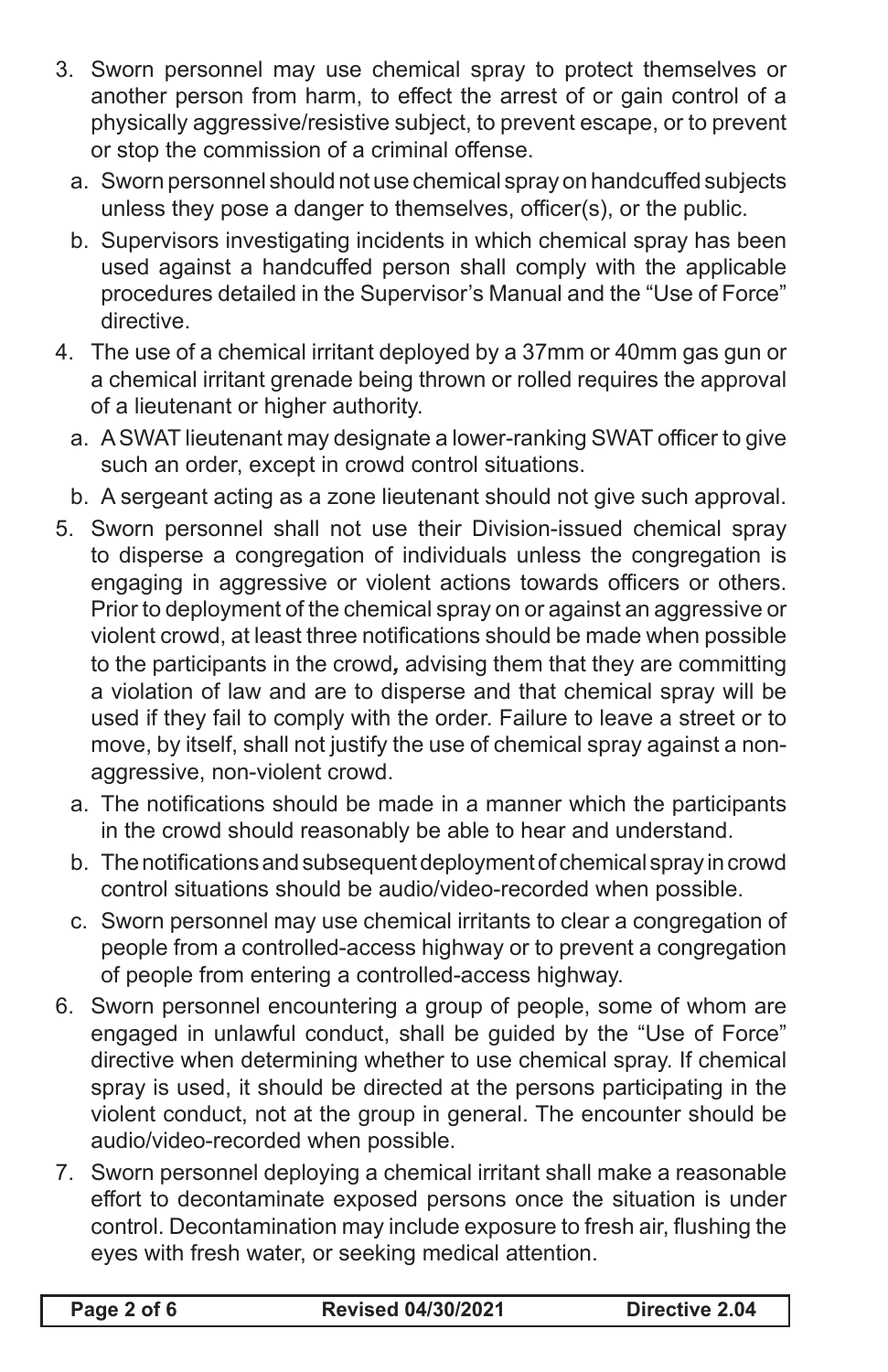3. Sworn personnel may use chemical spray to protect themselves or another person from harm, to effect the arrest of or gain control of a physically aggressive/resistive subject, to prevent escape, or to prevent or stop the commission of a criminal offense.
   a. Sworn personnel should not use chemical spray on handcuffed subjects unless they pose a danger to themselves, officer(s), or the public.
   b. Supervisors investigating incidents in which chemical spray has been used against a handcuffed person shall comply with the applicable procedures detailed in the Supervisor's Manual and the "Use of Force" directive.
4. The use of a chemical irritant deployed by a 37mm or 40mm gas gun or a chemical irritant grenade being thrown or rolled requires the approval of a lieutenant or higher authority.
   a. A SWAT lieutenant may designate a lower-ranking SWAT officer to give such an order, except in crowd control situations.
   b. A sergeant acting as a zone lieutenant should not give such approval.
5. Sworn personnel shall not use their Division-issued chemical spray to disperse a congregation of individuals unless the congregation is engaging in aggressive or violent actions towards officers or others. Prior to deployment of the chemical spray on or against an aggressive or violent crowd, at least three notifications should be made when possible to the participants in the crowd*,* advising them that they are committing a violation of law and are to disperse and that chemical spray will be used if they fail to comply with the order. Failure to leave a street or to move, by itself, shall not justify the use of chemical spray against a non-aggressive, non-violent crowd.
   a. The notifications should be made in a manner which the participants in the crowd should reasonably be able to hear and understand.
   b. The notifications and subsequent deployment of chemical spray in crowd control situations should be audio/video-recorded when possible.
   c. Sworn personnel may use chemical irritants to clear a congregation of people from a controlled-access highway or to prevent a congregation of people from entering a controlled-access highway.
6. Sworn personnel encountering a group of people, some of whom are engaged in unlawful conduct, shall be guided by the "Use of Force" directive when determining whether to use chemical spray. If chemical spray is used, it should be directed at the persons participating in the violent conduct, not at the group in general. The encounter should be audio/video-recorded when possible.
7. Sworn personnel deploying a chemical irritant shall make a reasonable effort to decontaminate exposed persons once the situation is under control. Decontamination may include exposure to fresh air, flushing the eyes with fresh water, or seeking medical attention.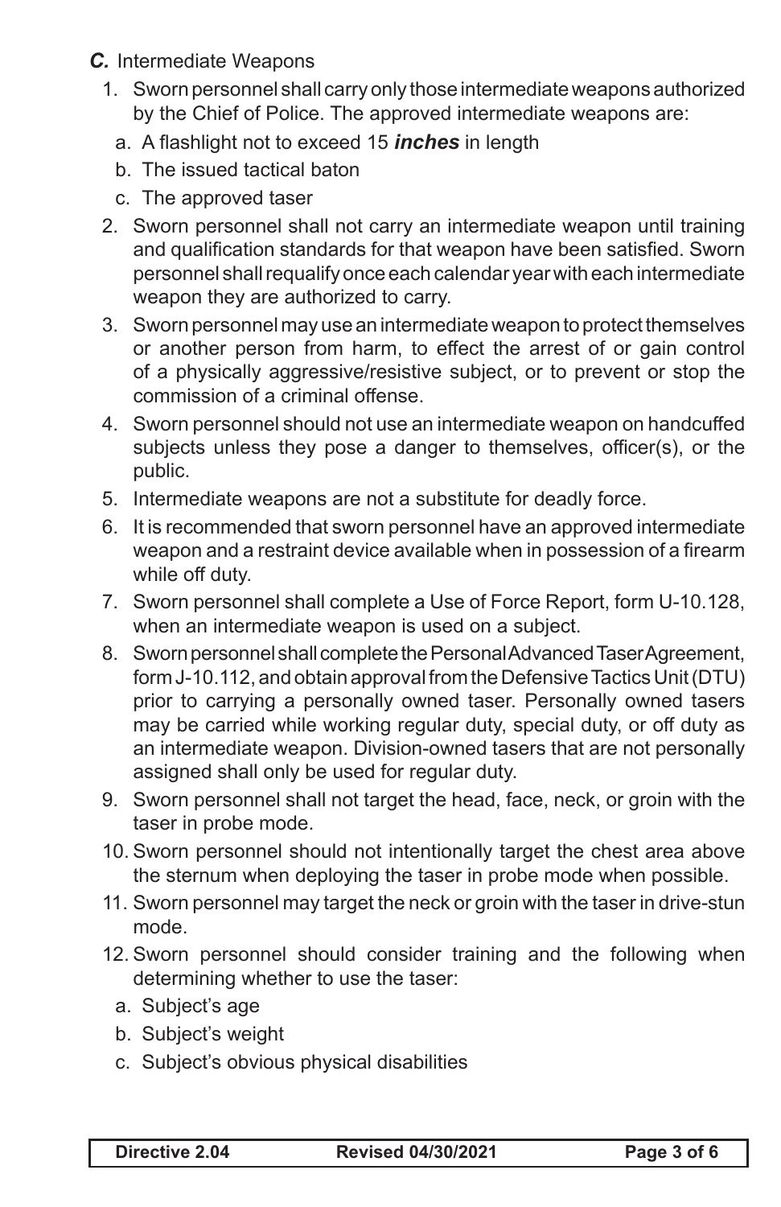***C.*** Intermediate Weapons

1. Sworn personnel shall carry only those intermediate weapons authorized by the Chief of Police. The approved intermediate weapons are:
   a. A flashlight not to exceed 15 ***inches*** in length
   b. The issued tactical baton
   c. The approved taser
2. Sworn personnel shall not carry an intermediate weapon until training and qualification standards for that weapon have been satisfied. Sworn personnel shall requalify once each calendar year with each intermediate weapon they are authorized to carry.
3. Sworn personnel may use an intermediate weapon to protect themselves or another person from harm, to effect the arrest of or gain control of a physically aggressive/resistive subject, or to prevent or stop the commission of a criminal offense.
4. Sworn personnel should not use an intermediate weapon on handcuffed subjects unless they pose a danger to themselves, officer(s), or the public.
5. Intermediate weapons are not a substitute for deadly force.
6. It is recommended that sworn personnel have an approved intermediate weapon and a restraint device available when in possession of a firearm while off duty.
7. Sworn personnel shall complete a Use of Force Report, form U-10.128, when an intermediate weapon is used on a subject.
8. Sworn personnel shall complete the Personal Advanced Taser Agreement, form J-10.112, and obtain approval from the Defensive Tactics Unit (DTU) prior to carrying a personally owned taser. Personally owned tasers may be carried while working regular duty, special duty, or off duty as an intermediate weapon. Division-owned tasers that are not personally assigned shall only be used for regular duty.
9. Sworn personnel shall not target the head, face, neck, or groin with the taser in probe mode.
10. Sworn personnel should not intentionally target the chest area above the sternum when deploying the taser in probe mode when possible.
11. Sworn personnel may target the neck or groin with the taser in drive-stun mode.
12. Sworn personnel should consider training and the following when determining whether to use the taser:
    a. Subject's age
    b. Subject's weight
    c. Subject's obvious physical disabilities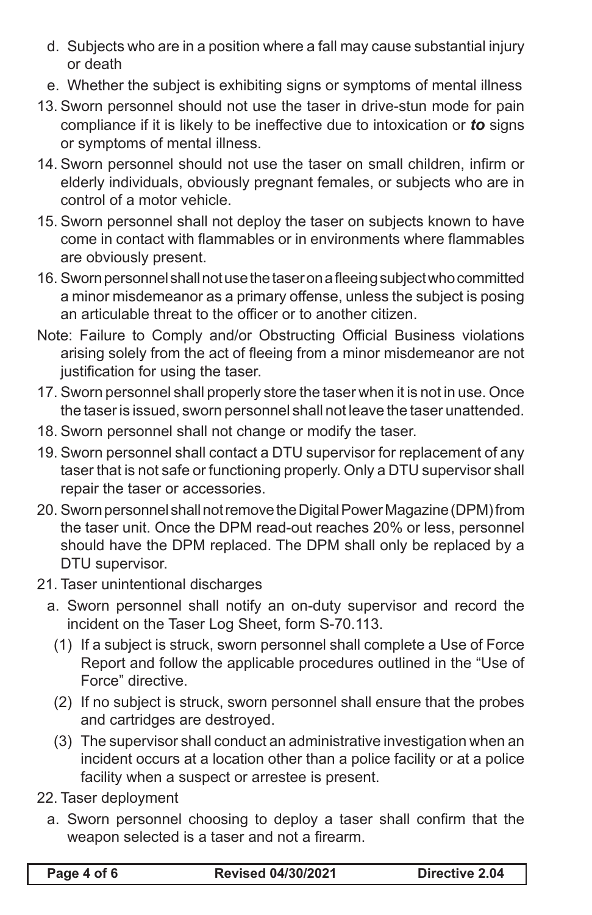d. Subjects who are in a position where a fall may cause substantial injury or death

e. Whether the subject is exhibiting signs or symptoms of mental illness

13. Sworn personnel should not use the taser in drive-stun mode for pain compliance if it is likely to be ineffective due to intoxication or ***to*** signs or symptoms of mental illness.

14. Sworn personnel should not use the taser on small children, infirm or elderly individuals, obviously pregnant females, or subjects who are in control of a motor vehicle.

15. Sworn personnel shall not deploy the taser on subjects known to have come in contact with flammables or in environments where flammables are obviously present.

16. Sworn personnel shall not use the taser on a fleeing subject who committed a minor misdemeanor as a primary offense, unless the subject is posing an articulable threat to the officer or to another citizen.

Note: Failure to Comply and/or Obstructing Official Business violations arising solely from the act of fleeing from a minor misdemeanor are not justification for using the taser.

17. Sworn personnel shall properly store the taser when it is not in use. Once the taser is issued, sworn personnel shall not leave the taser unattended.

18. Sworn personnel shall not change or modify the taser.

19. Sworn personnel shall contact a DTU supervisor for replacement of any taser that is not safe or functioning properly. Only a DTU supervisor shall repair the taser or accessories.

20. Sworn personnel shall not remove the Digital Power Magazine (DPM) from the taser unit. Once the DPM read-out reaches 20% or less, personnel should have the DPM replaced. The DPM shall only be replaced by a DTU supervisor.

21. Taser unintentional discharges

    a. Sworn personnel shall notify an on-duty supervisor and record the incident on the Taser Log Sheet, form S-70.113.

        (1) If a subject is struck, sworn personnel shall complete a Use of Force Report and follow the applicable procedures outlined in the "Use of Force" directive.

        (2) If no subject is struck, sworn personnel shall ensure that the probes and cartridges are destroyed.

        (3) The supervisor shall conduct an administrative investigation when an incident occurs at a location other than a police facility or at a police facility when a suspect or arrestee is present.

22. Taser deployment

    a. Sworn personnel choosing to deploy a taser shall confirm that the weapon selected is a taser and not a firearm.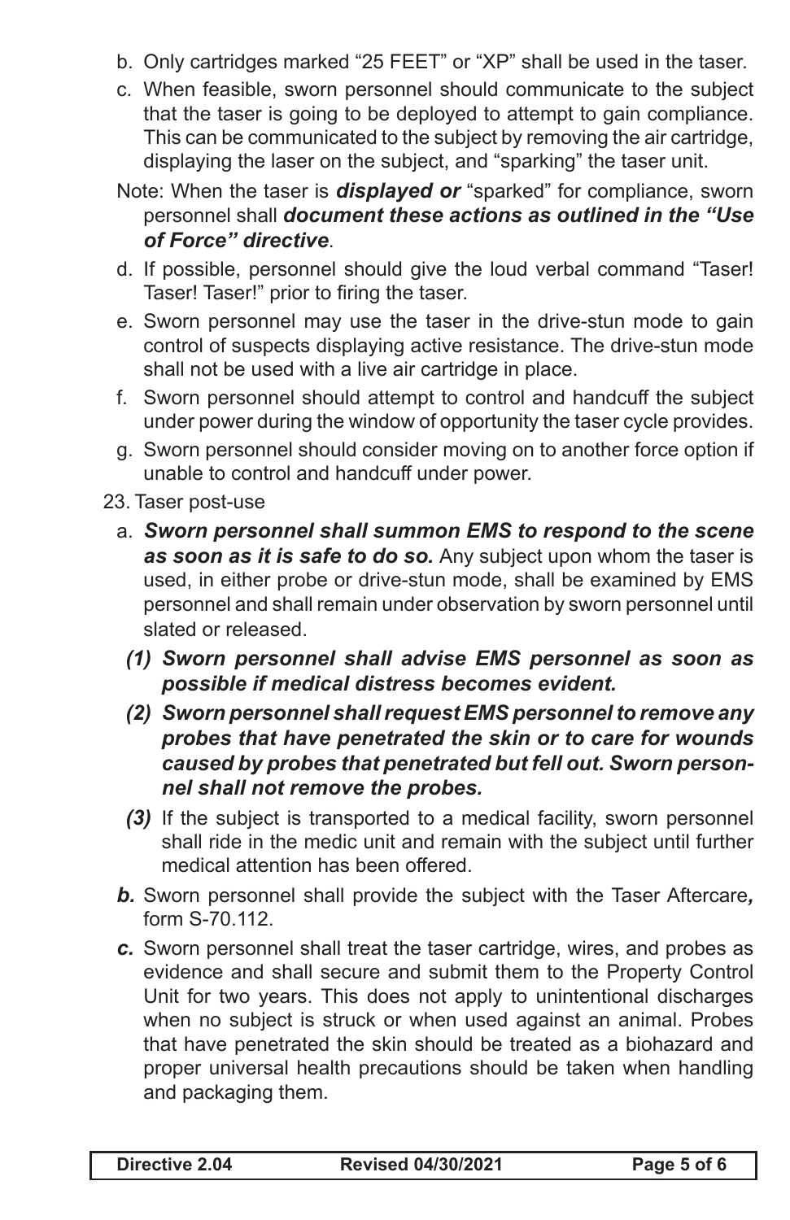b. Only cartridges marked “25 FEET” or “XP” shall be used in the taser.

c. When feasible, sworn personnel should communicate to the subject that the taser is going to be deployed to attempt to gain compliance. This can be communicated to the subject by removing the air cartridge, displaying the laser on the subject, and “sparking” the taser unit.

Note: When the taser is ***displayed or*** “sparked” for compliance, sworn personnel shall ***document these actions as outlined in the “Use of Force” directive***.

d. If possible, personnel should give the loud verbal command “Taser! Taser! Taser!” prior to firing the taser.

e. Sworn personnel may use the taser in the drive-stun mode to gain control of suspects displaying active resistance. The drive-stun mode shall not be used with a live air cartridge in place.

f. Sworn personnel should attempt to control and handcuff the subject under power during the window of opportunity the taser cycle provides.

g. Sworn personnel should consider moving on to another force option if unable to control and handcuff under power.

23. Taser post-use

a. ***Sworn personnel shall summon EMS to respond to the scene as soon as it is safe to do so.*** Any subject upon whom the taser is used, in either probe or drive-stun mode, shall be examined by EMS personnel and shall remain under observation by sworn personnel until slated or released.

*(1)* ***Sworn personnel shall advise EMS personnel as soon as possible if medical distress becomes evident.***

*(2)* ***Sworn personnel shall request EMS personnel to remove any probes that have penetrated the skin or to care for wounds caused by probes that penetrated but fell out. Sworn personnel shall not remove the probes.***

*(3)* If the subject is transported to a medical facility, sworn personnel shall ride in the medic unit and remain with the subject until further medical attention has been offered.

***b.*** Sworn personnel shall provide the subject with the Taser Aftercare***,*** form S-70.112.

***c.*** Sworn personnel shall treat the taser cartridge, wires, and probes as evidence and shall secure and submit them to the Property Control Unit for two years. This does not apply to unintentional discharges when no subject is struck or when used against an animal. Probes that have penetrated the skin should be treated as a biohazard and proper universal health precautions should be taken when handling and packaging them.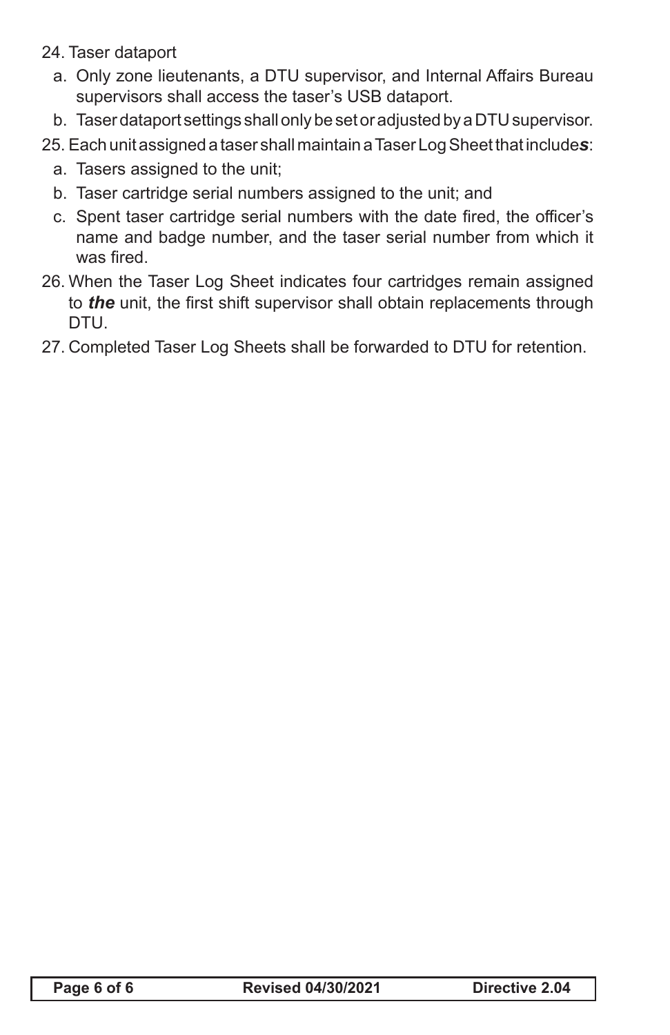24. Taser dataport
    a. Only zone lieutenants, a DTU supervisor, and Internal Affairs Bureau supervisors shall access the taser's USB dataport.
    b. Taser dataport settings shall only be set or adjusted by a DTU supervisor.
25. Each unit assigned a taser shall maintain a Taser Log Sheet that include***s***:
    a. Tasers assigned to the unit;
    b. Taser cartridge serial numbers assigned to the unit; and
    c. Spent taser cartridge serial numbers with the date fired, the officer's name and badge number, and the taser serial number from which it was fired.
26. When the Taser Log Sheet indicates four cartridges remain assigned to ***the*** unit, the first shift supervisor shall obtain replacements through DTU.
27. Completed Taser Log Sheets shall be forwarded to DTU for retention.